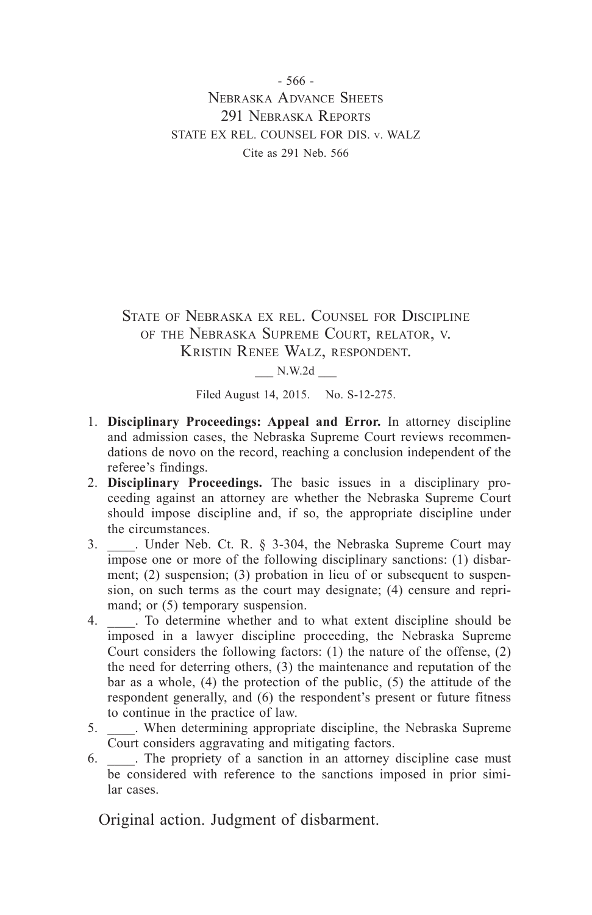State of Nebraska ex rel. Counsel for Discipline of the Nebraska Supreme Court, relator, v. Kristin Renee Walz, respondent.

___ N.W.2d ___

Filed August 14, 2015. No. S-12-275.

1. **Disciplinary Proceedings: Appeal and Error.** In attorney discipline and admission cases, the Nebraska Supreme Court reviews recommendations de novo on the record, reaching a conclusion independent of the referee's findings.
2. **Disciplinary Proceedings.** The basic issues in a disciplinary proceeding against an attorney are whether the Nebraska Supreme Court should impose discipline and, if so, the appropriate discipline under the circumstances.
3. ____. Under Neb. Ct. R. § 3-304, the Nebraska Supreme Court may impose one or more of the following disciplinary sanctions: (1) disbarment; (2) suspension; (3) probation in lieu of or subsequent to suspension, on such terms as the court may designate; (4) censure and reprimand; or (5) temporary suspension.
4. ____. To determine whether and to what extent discipline should be imposed in a lawyer discipline proceeding, the Nebraska Supreme Court considers the following factors: (1) the nature of the offense, (2) the need for deterring others, (3) the maintenance and reputation of the bar as a whole, (4) the protection of the public, (5) the attitude of the respondent generally, and (6) the respondent's present or future fitness to continue in the practice of law.
5. ____. When determining appropriate discipline, the Nebraska Supreme Court considers aggravating and mitigating factors.
6. ____. The propriety of a sanction in an attorney discipline case must be considered with reference to the sanctions imposed in prior similar cases.

Original action. Judgment of disbarment.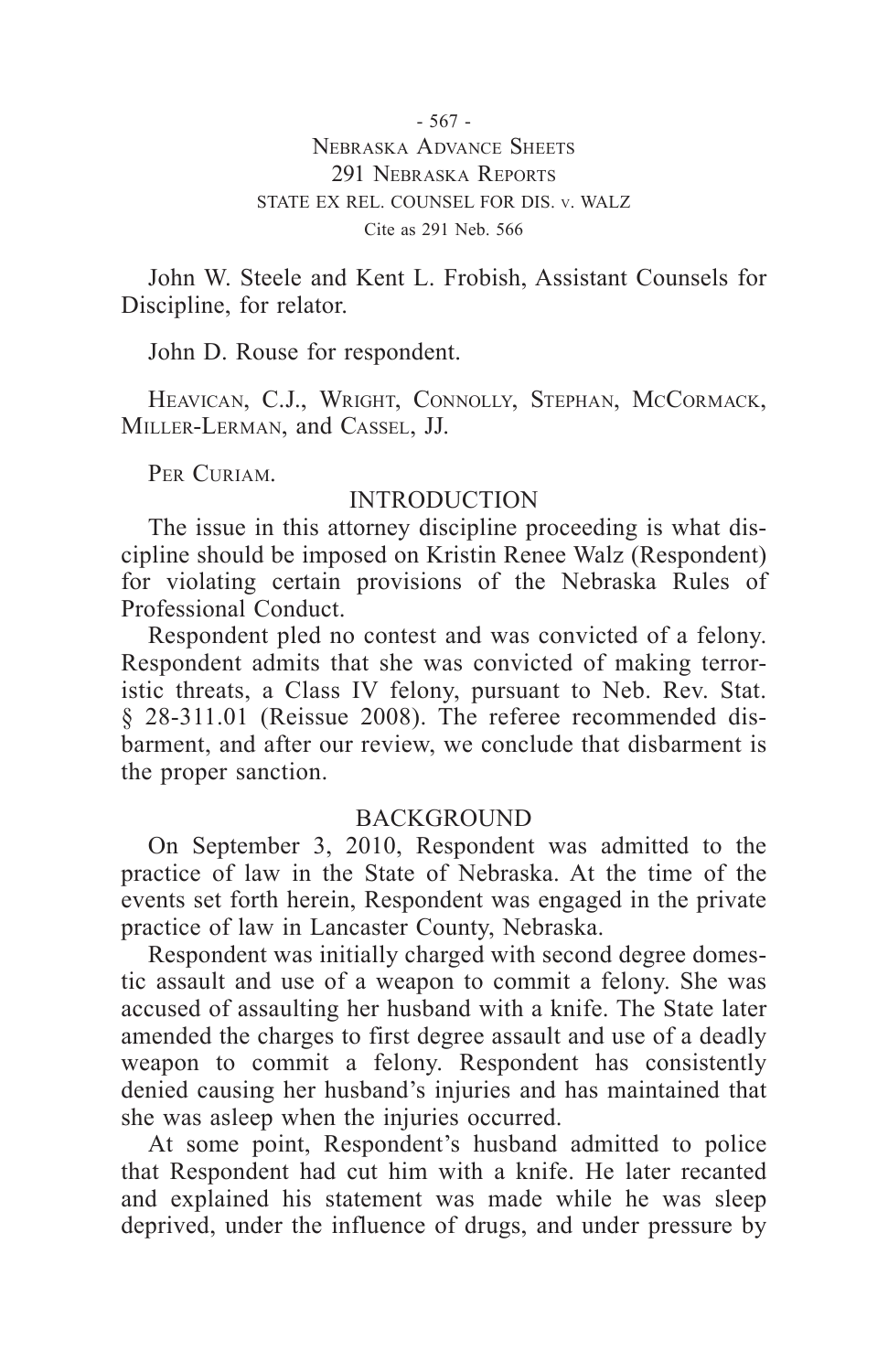John W. Steele and Kent L. Frobish, Assistant Counsels for Discipline, for relator.

John D. Rouse for respondent.

Heavican, C.J., Wright, Connolly, Stephan, McCormack, Miller-Lerman, and Cassel, JJ.

Per Curiam.

## INTRODUCTION

The issue in this attorney discipline proceeding is what discipline should be imposed on Kristin Renee Walz (Respondent) for violating certain provisions of the Nebraska Rules of Professional Conduct.

Respondent pled no contest and was convicted of a felony. Respondent admits that she was convicted of making terroristic threats, a Class IV felony, pursuant to Neb. Rev. Stat. § 28-311.01 (Reissue 2008). The referee recommended disbarment, and after our review, we conclude that disbarment is the proper sanction.

## BACKGROUND

On September 3, 2010, Respondent was admitted to the practice of law in the State of Nebraska. At the time of the events set forth herein, Respondent was engaged in the private practice of law in Lancaster County, Nebraska.

Respondent was initially charged with second degree domestic assault and use of a weapon to commit a felony. She was accused of assaulting her husband with a knife. The State later amended the charges to first degree assault and use of a deadly weapon to commit a felony. Respondent has consistently denied causing her husband's injuries and has maintained that she was asleep when the injuries occurred.

At some point, Respondent's husband admitted to police that Respondent had cut him with a knife. He later recanted and explained his statement was made while he was sleep deprived, under the influence of drugs, and under pressure by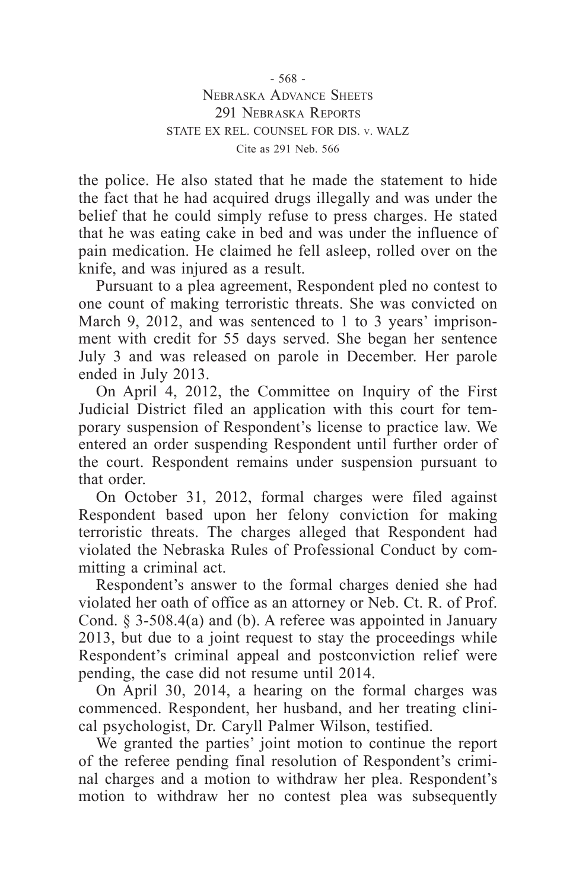the police. He also stated that he made the statement to hide the fact that he had acquired drugs illegally and was under the belief that he could simply refuse to press charges. He stated that he was eating cake in bed and was under the influence of pain medication. He claimed he fell asleep, rolled over on the knife, and was injured as a result.

Pursuant to a plea agreement, Respondent pled no contest to one count of making terroristic threats. She was convicted on March 9, 2012, and was sentenced to 1 to 3 years' imprisonment with credit for 55 days served. She began her sentence July 3 and was released on parole in December. Her parole ended in July 2013.

On April 4, 2012, the Committee on Inquiry of the First Judicial District filed an application with this court for temporary suspension of Respondent's license to practice law. We entered an order suspending Respondent until further order of the court. Respondent remains under suspension pursuant to that order.

On October 31, 2012, formal charges were filed against Respondent based upon her felony conviction for making terroristic threats. The charges alleged that Respondent had violated the Nebraska Rules of Professional Conduct by committing a criminal act.

Respondent's answer to the formal charges denied she had violated her oath of office as an attorney or Neb. Ct. R. of Prof. Cond. § 3-508.4(a) and (b). A referee was appointed in January 2013, but due to a joint request to stay the proceedings while Respondent's criminal appeal and postconviction relief were pending, the case did not resume until 2014.

On April 30, 2014, a hearing on the formal charges was commenced. Respondent, her husband, and her treating clinical psychologist, Dr. Caryll Palmer Wilson, testified.

We granted the parties' joint motion to continue the report of the referee pending final resolution of Respondent's criminal charges and a motion to withdraw her plea. Respondent's motion to withdraw her no contest plea was subsequently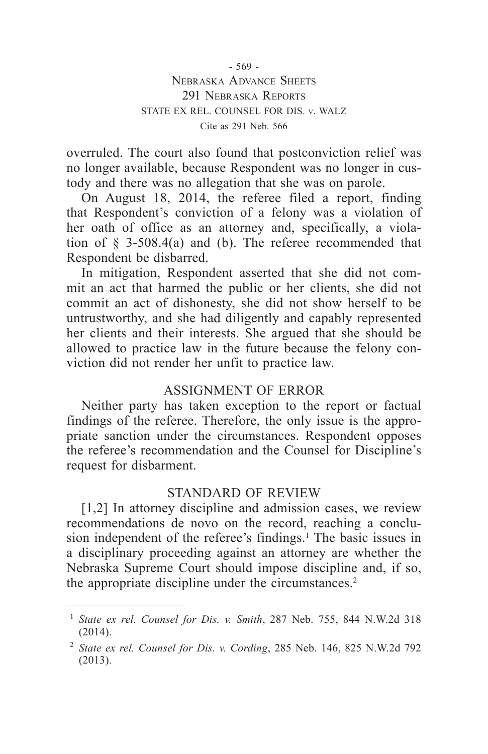overruled. The court also found that postconviction relief was no longer available, because Respondent was no longer in custody and there was no allegation that she was on parole.

On August 18, 2014, the referee filed a report, finding that Respondent's conviction of a felony was a violation of her oath of office as an attorney and, specifically, a violation of § 3-508.4(a) and (b). The referee recommended that Respondent be disbarred.

In mitigation, Respondent asserted that she did not commit an act that harmed the public or her clients, she did not commit an act of dishonesty, she did not show herself to be untrustworthy, and she had diligently and capably represented her clients and their interests. She argued that she should be allowed to practice law in the future because the felony conviction did not render her unfit to practice law.

## ASSIGNMENT OF ERROR

Neither party has taken exception to the report or factual findings of the referee. Therefore, the only issue is the appropriate sanction under the circumstances. Respondent opposes the referee's recommendation and the Counsel for Discipline's request for disbarment.

## STANDARD OF REVIEW

[1,2] In attorney discipline and admission cases, we review recommendations de novo on the record, reaching a conclusion independent of the referee's findings.[1] The basic issues in a disciplinary proceeding against an attorney are whether the Nebraska Supreme Court should impose discipline and, if so, the appropriate discipline under the circumstances.[2]

---

[1] *State ex rel. Counsel for Dis. v. Smith*, 287 Neb. 755, 844 N.W.2d 318 (2014).

[2] *State ex rel. Counsel for Dis. v. Cording*, 285 Neb. 146, 825 N.W.2d 792 (2013).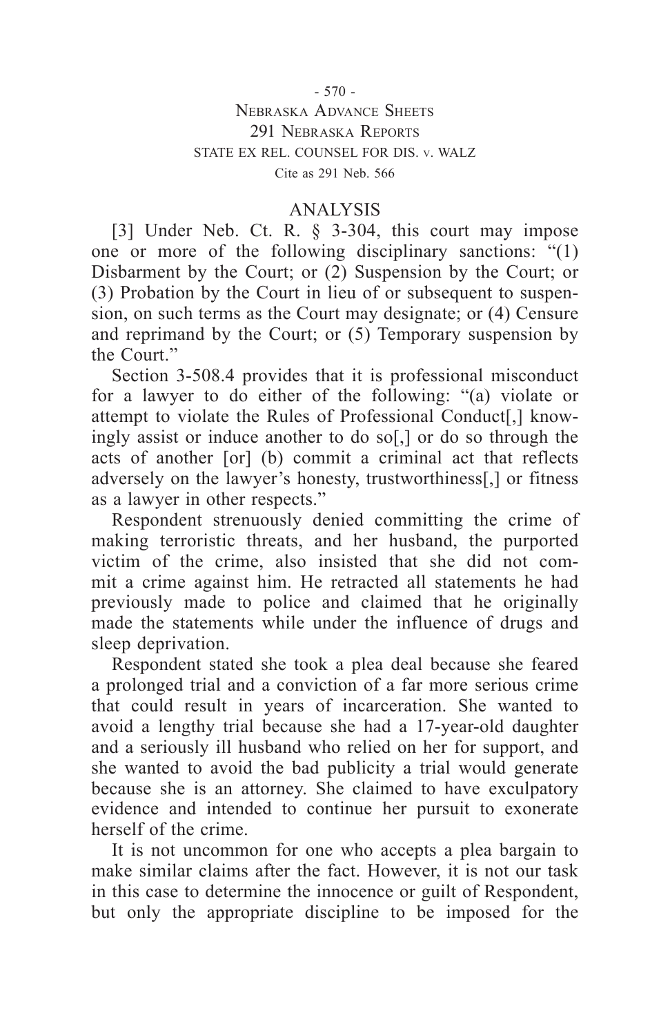## ANALYSIS

[3] Under Neb. Ct. R. § 3-304, this court may impose one or more of the following disciplinary sanctions: "(1) Disbarment by the Court; or (2) Suspension by the Court; or (3) Probation by the Court in lieu of or subsequent to suspension, on such terms as the Court may designate; or (4) Censure and reprimand by the Court; or (5) Temporary suspension by the Court."

Section 3-508.4 provides that it is professional misconduct for a lawyer to do either of the following: "(a) violate or attempt to violate the Rules of Professional Conduct[,] knowingly assist or induce another to do so[,] or do so through the acts of another [or] (b) commit a criminal act that reflects adversely on the lawyer's honesty, trustworthiness[,] or fitness as a lawyer in other respects."

Respondent strenuously denied committing the crime of making terroristic threats, and her husband, the purported victim of the crime, also insisted that she did not commit a crime against him. He retracted all statements he had previously made to police and claimed that he originally made the statements while under the influence of drugs and sleep deprivation.

Respondent stated she took a plea deal because she feared a prolonged trial and a conviction of a far more serious crime that could result in years of incarceration. She wanted to avoid a lengthy trial because she had a 17-year-old daughter and a seriously ill husband who relied on her for support, and she wanted to avoid the bad publicity a trial would generate because she is an attorney. She claimed to have exculpatory evidence and intended to continue her pursuit to exonerate herself of the crime.

It is not uncommon for one who accepts a plea bargain to make similar claims after the fact. However, it is not our task in this case to determine the innocence or guilt of Respondent, but only the appropriate discipline to be imposed for the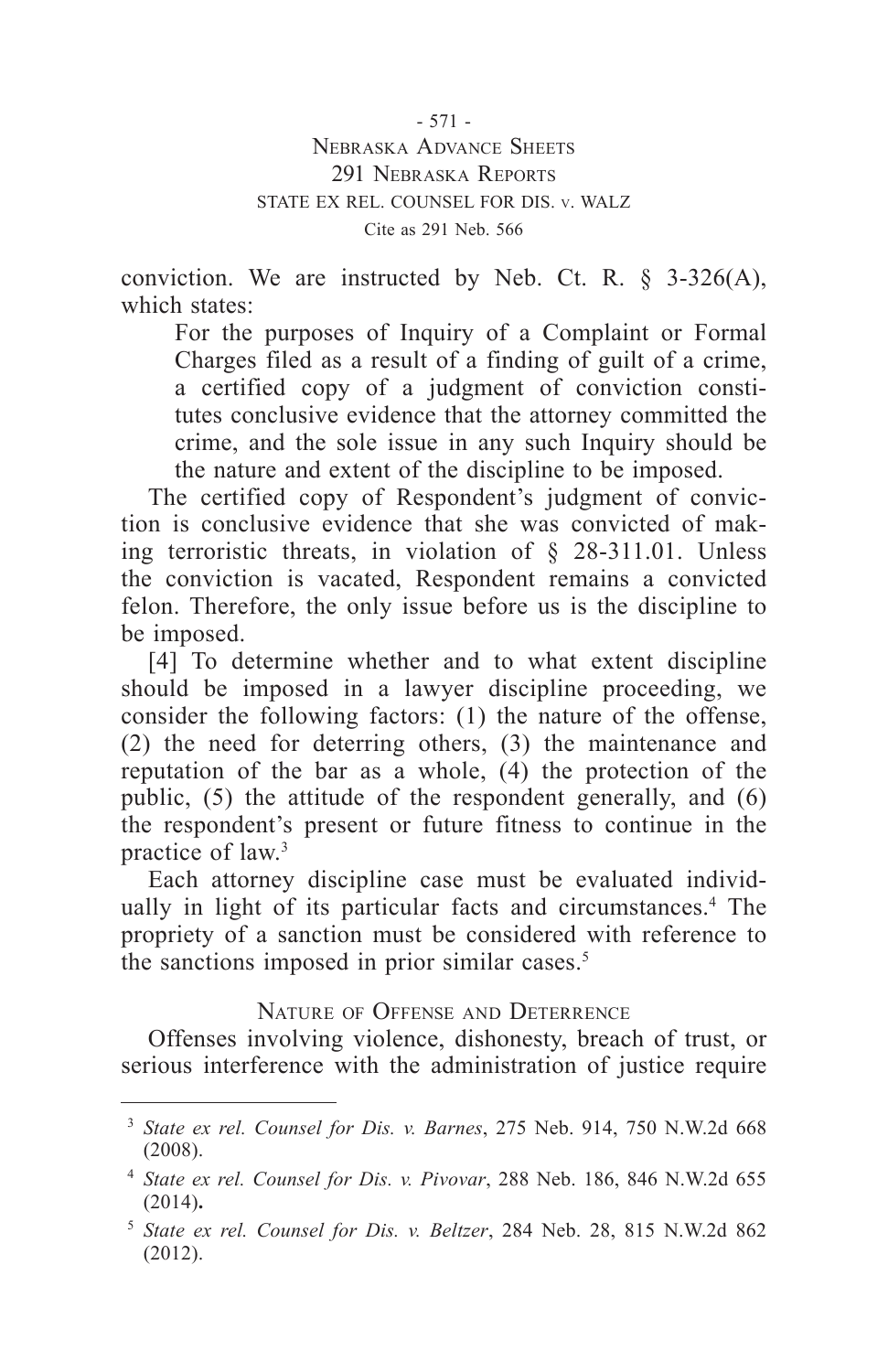conviction. We are instructed by Neb. Ct. R. § 3-326(A), which states:

> For the purposes of Inquiry of a Complaint or Formal Charges filed as a result of a finding of guilt of a crime, a certified copy of a judgment of conviction constitutes conclusive evidence that the attorney committed the crime, and the sole issue in any such Inquiry should be the nature and extent of the discipline to be imposed.

The certified copy of Respondent's judgment of conviction is conclusive evidence that she was convicted of making terroristic threats, in violation of § 28-311.01. Unless the conviction is vacated, Respondent remains a convicted felon. Therefore, the only issue before us is the discipline to be imposed.

[4] To determine whether and to what extent discipline should be imposed in a lawyer discipline proceeding, we consider the following factors: (1) the nature of the offense, (2) the need for deterring others, (3) the maintenance and reputation of the bar as a whole, (4) the protection of the public, (5) the attitude of the respondent generally, and (6) the respondent's present or future fitness to continue in the practice of law.[3]

Each attorney discipline case must be evaluated individually in light of its particular facts and circumstances.[4] The propriety of a sanction must be considered with reference to the sanctions imposed in prior similar cases.[5]

### Nature of Offense and Deterrence

Offenses involving violence, dishonesty, breach of trust, or serious interference with the administration of justice require

---

[3] *State ex rel. Counsel for Dis. v. Barnes*, 275 Neb. 914, 750 N.W.2d 668 (2008).

[4] *State ex rel. Counsel for Dis. v. Pivovar*, 288 Neb. 186, 846 N.W.2d 655 (2014).

[5] *State ex rel. Counsel for Dis. v. Beltzer*, 284 Neb. 28, 815 N.W.2d 862 (2012).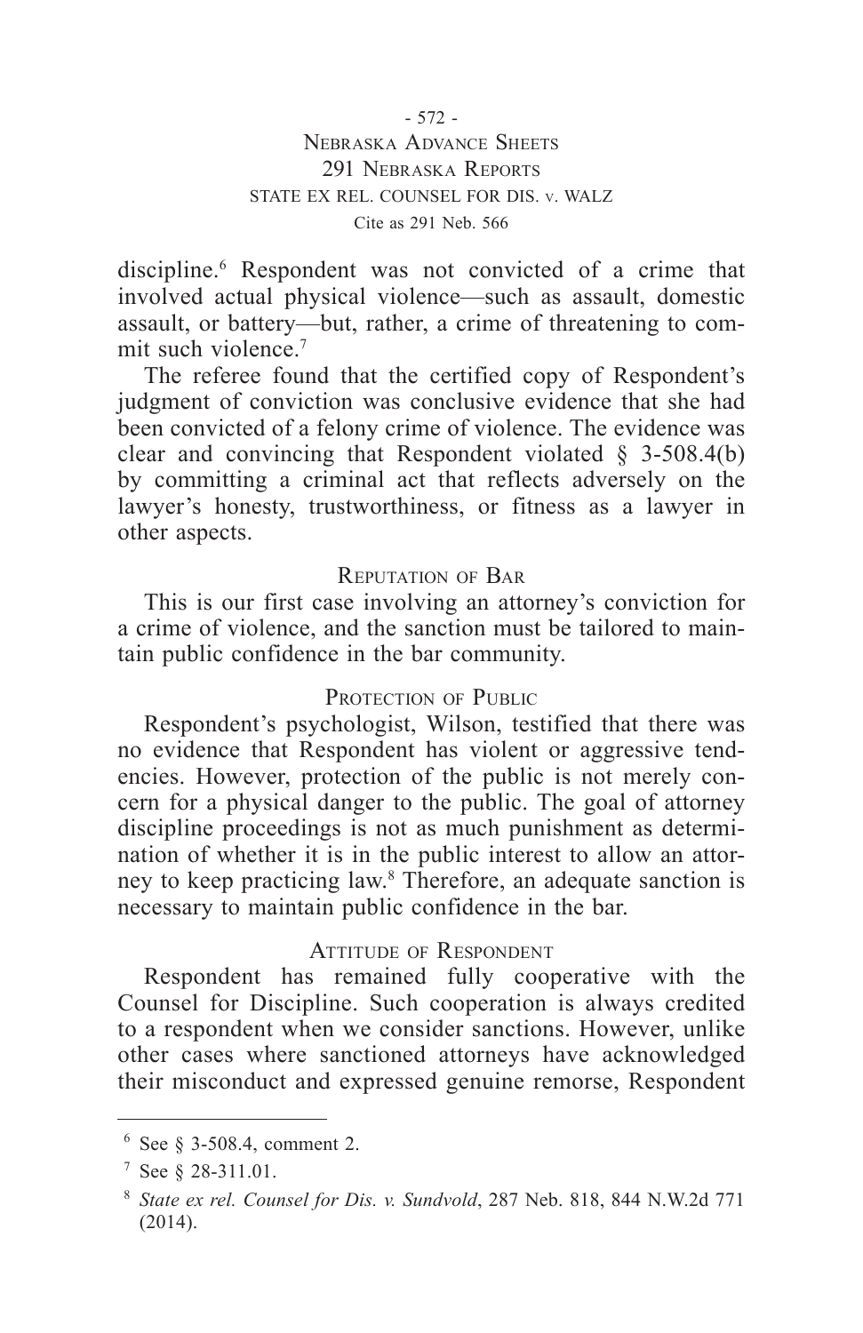discipline.[6] Respondent was not convicted of a crime that involved actual physical violence—such as assault, domestic assault, or battery—but, rather, a crime of threatening to commit such violence.[7]

The referee found that the certified copy of Respondent's judgment of conviction was conclusive evidence that she had been convicted of a felony crime of violence. The evidence was clear and convincing that Respondent violated § 3-508.4(b) by committing a criminal act that reflects adversely on the lawyer's honesty, trustworthiness, or fitness as a lawyer in other aspects.

### Reputation of Bar

This is our first case involving an attorney's conviction for a crime of violence, and the sanction must be tailored to maintain public confidence in the bar community.

### Protection of Public

Respondent's psychologist, Wilson, testified that there was no evidence that Respondent has violent or aggressive tendencies. However, protection of the public is not merely concern for a physical danger to the public. The goal of attorney discipline proceedings is not as much punishment as determination of whether it is in the public interest to allow an attorney to keep practicing law.[8] Therefore, an adequate sanction is necessary to maintain public confidence in the bar.

### Attitude of Respondent

Respondent has remained fully cooperative with the Counsel for Discipline. Such cooperation is always credited to a respondent when we consider sanctions. However, unlike other cases where sanctioned attorneys have acknowledged their misconduct and expressed genuine remorse, Respondent

---

[6] See § 3-508.4, comment 2.

[7] See § 28-311.01.

[8] *State ex rel. Counsel for Dis. v. Sundvold*, 287 Neb. 818, 844 N.W.2d 771 (2014).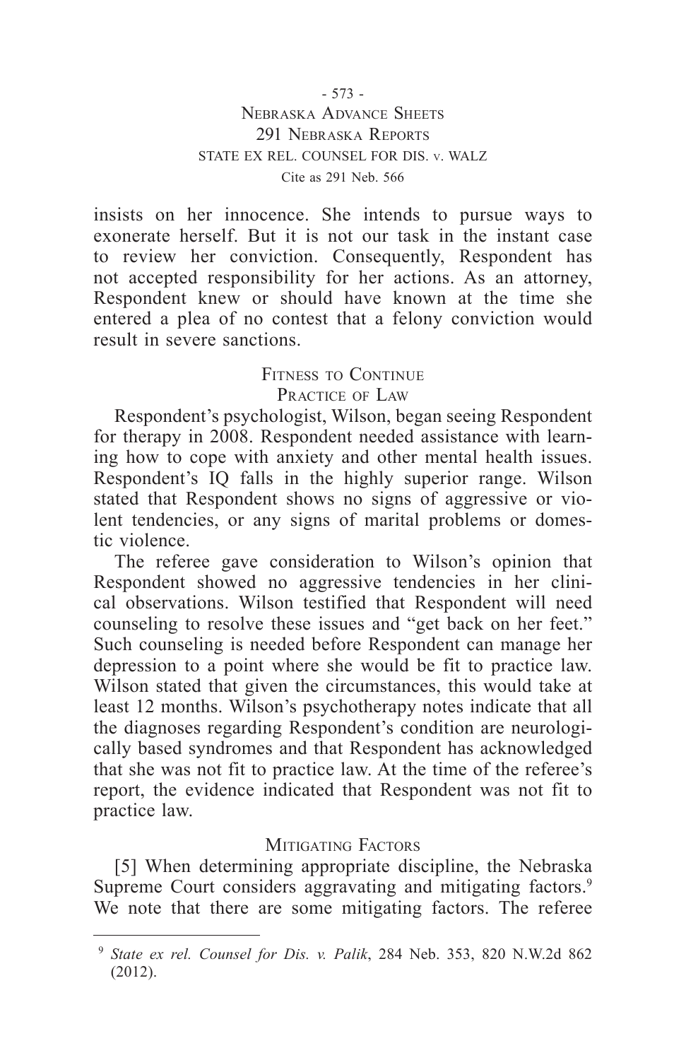insists on her innocence. She intends to pursue ways to exonerate herself. But it is not our task in the instant case to review her conviction. Consequently, Respondent has not accepted responsibility for her actions. As an attorney, Respondent knew or should have known at the time she entered a plea of no contest that a felony conviction would result in severe sanctions.

### Fitness to Continue Practice of Law

Respondent's psychologist, Wilson, began seeing Respondent for therapy in 2008. Respondent needed assistance with learning how to cope with anxiety and other mental health issues. Respondent's IQ falls in the highly superior range. Wilson stated that Respondent shows no signs of aggressive or violent tendencies, or any signs of marital problems or domestic violence.

The referee gave consideration to Wilson's opinion that Respondent showed no aggressive tendencies in her clinical observations. Wilson testified that Respondent will need counseling to resolve these issues and "get back on her feet." Such counseling is needed before Respondent can manage her depression to a point where she would be fit to practice law. Wilson stated that given the circumstances, this would take at least 12 months. Wilson's psychotherapy notes indicate that all the diagnoses regarding Respondent's condition are neurologically based syndromes and that Respondent has acknowledged that she was not fit to practice law. At the time of the referee's report, the evidence indicated that Respondent was not fit to practice law.

### Mitigating Factors

[5] When determining appropriate discipline, the Nebraska Supreme Court considers aggravating and mitigating factors.[9] We note that there are some mitigating factors. The referee

---

[9] *State ex rel. Counsel for Dis. v. Palik*, 284 Neb. 353, 820 N.W.2d 862 (2012).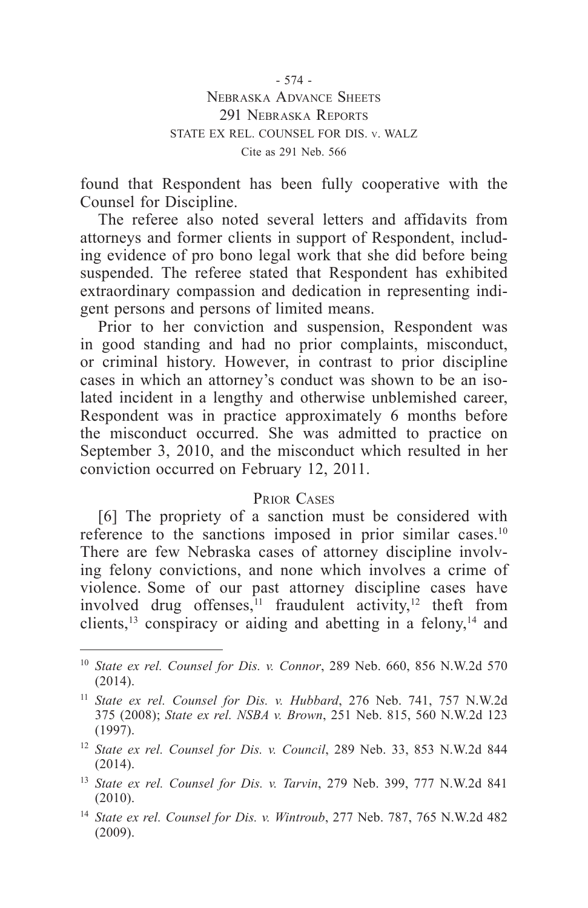found that Respondent has been fully cooperative with the Counsel for Discipline.

The referee also noted several letters and affidavits from attorneys and former clients in support of Respondent, including evidence of pro bono legal work that she did before being suspended. The referee stated that Respondent has exhibited extraordinary compassion and dedication in representing indigent persons and persons of limited means.

Prior to her conviction and suspension, Respondent was in good standing and had no prior complaints, misconduct, or criminal history. However, in contrast to prior discipline cases in which an attorney's conduct was shown to be an isolated incident in a lengthy and otherwise unblemished career, Respondent was in practice approximately 6 months before the misconduct occurred. She was admitted to practice on September 3, 2010, and the misconduct which resulted in her conviction occurred on February 12, 2011.

## Prior Cases

[6] The propriety of a sanction must be considered with reference to the sanctions imposed in prior similar cases.[10] There are few Nebraska cases of attorney discipline involving felony convictions, and none which involves a crime of violence. Some of our past attorney discipline cases have involved drug offenses,[11] fraudulent activity,[12] theft from clients,[13] conspiracy or aiding and abetting in a felony,[14] and

---

[10] *State ex rel. Counsel for Dis. v. Connor*, 289 Neb. 660, 856 N.W.2d 570 (2014).

[11] *State ex rel. Counsel for Dis. v. Hubbard*, 276 Neb. 741, 757 N.W.2d 375 (2008); *State ex rel. NSBA v. Brown*, 251 Neb. 815, 560 N.W.2d 123 (1997).

[12] *State ex rel. Counsel for Dis. v. Council*, 289 Neb. 33, 853 N.W.2d 844 (2014).

[13] *State ex rel. Counsel for Dis. v. Tarvin*, 279 Neb. 399, 777 N.W.2d 841 (2010).

[14] *State ex rel. Counsel for Dis. v. Wintroub*, 277 Neb. 787, 765 N.W.2d 482 (2009).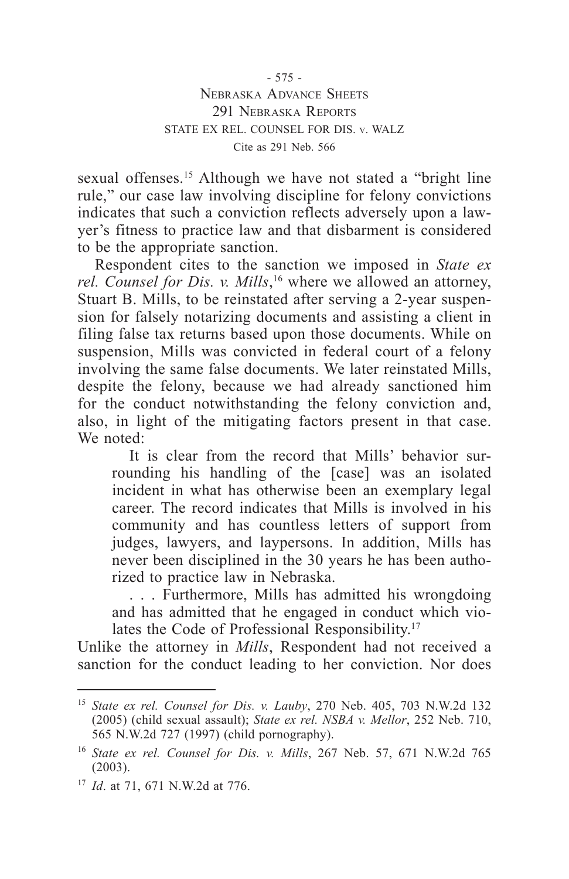sexual offenses.[15] Although we have not stated a "bright line rule," our case law involving discipline for felony convictions indicates that such a conviction reflects adversely upon a lawyer's fitness to practice law and that disbarment is considered to be the appropriate sanction.

Respondent cites to the sanction we imposed in *State ex rel. Counsel for Dis. v. Mills*,[16] where we allowed an attorney, Stuart B. Mills, to be reinstated after serving a 2-year suspension for falsely notarizing documents and assisting a client in filing false tax returns based upon those documents. While on suspension, Mills was convicted in federal court of a felony involving the same false documents. We later reinstated Mills, despite the felony, because we had already sanctioned him for the conduct notwithstanding the felony conviction and, also, in light of the mitigating factors present in that case. We noted:

> It is clear from the record that Mills' behavior surrounding his handling of the [case] was an isolated incident in what has otherwise been an exemplary legal career. The record indicates that Mills is involved in his community and has countless letters of support from judges, lawyers, and laypersons. In addition, Mills has never been disciplined in the 30 years he has been authorized to practice law in Nebraska.
>
> . . . Furthermore, Mills has admitted his wrongdoing and has admitted that he engaged in conduct which violates the Code of Professional Responsibility.[17]

Unlike the attorney in *Mills*, Respondent had not received a sanction for the conduct leading to her conviction. Nor does

---

[15] *State ex rel. Counsel for Dis. v. Lauby*, 270 Neb. 405, 703 N.W.2d 132 (2005) (child sexual assault); *State ex rel. NSBA v. Mellor*, 252 Neb. 710, 565 N.W.2d 727 (1997) (child pornography).

[16] *State ex rel. Counsel for Dis. v. Mills*, 267 Neb. 57, 671 N.W.2d 765 (2003).

[17] *Id*. at 71, 671 N.W.2d at 776.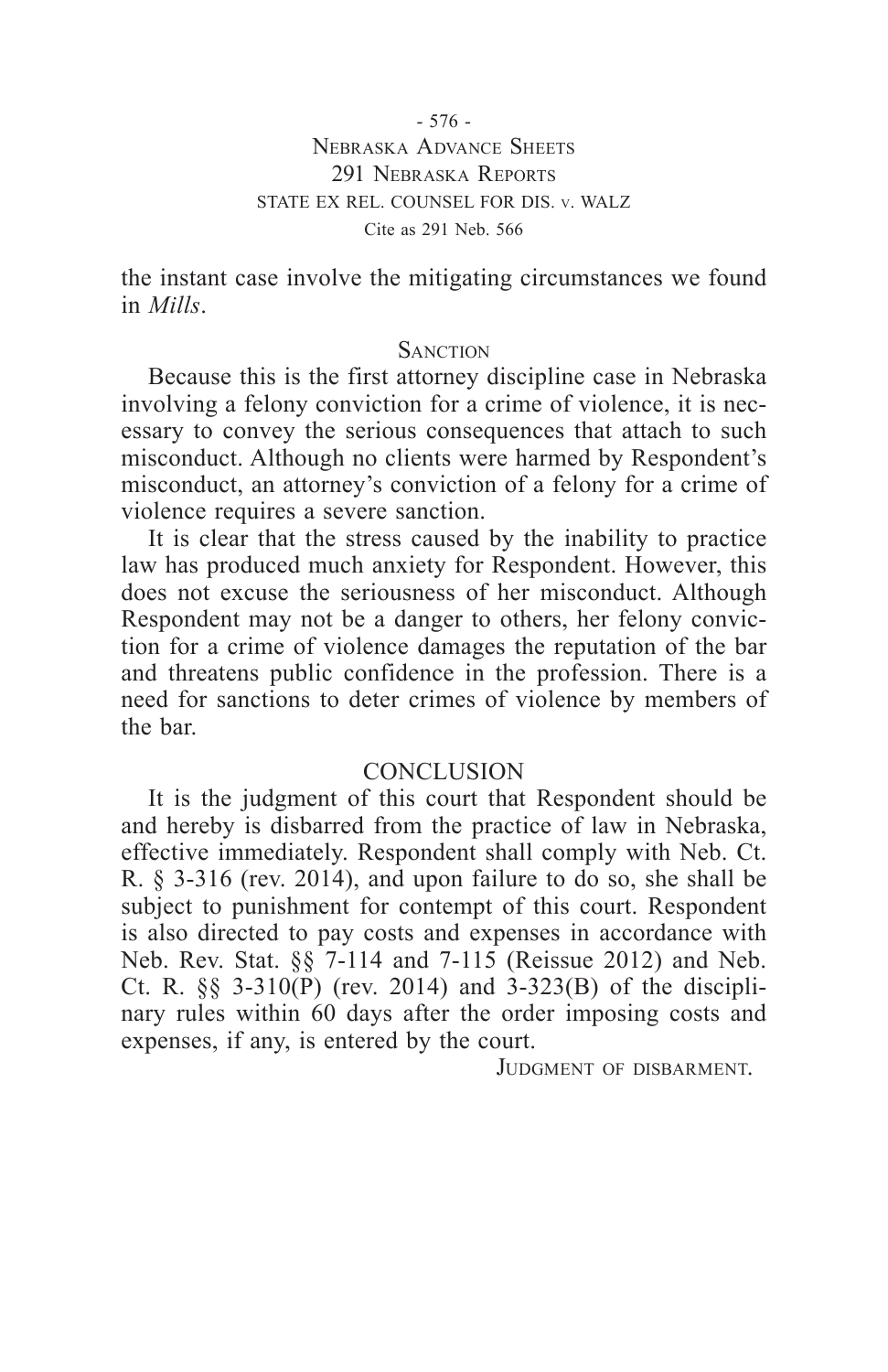the instant case involve the mitigating circumstances we found in *Mills*.

## Sanction

Because this is the first attorney discipline case in Nebraska involving a felony conviction for a crime of violence, it is necessary to convey the serious consequences that attach to such misconduct. Although no clients were harmed by Respondent's misconduct, an attorney's conviction of a felony for a crime of violence requires a severe sanction.

It is clear that the stress caused by the inability to practice law has produced much anxiety for Respondent. However, this does not excuse the seriousness of her misconduct. Although Respondent may not be a danger to others, her felony conviction for a crime of violence damages the reputation of the bar and threatens public confidence in the profession. There is a need for sanctions to deter crimes of violence by members of the bar.

## CONCLUSION

It is the judgment of this court that Respondent should be and hereby is disbarred from the practice of law in Nebraska, effective immediately. Respondent shall comply with Neb. Ct. R. § 3-316 (rev. 2014), and upon failure to do so, she shall be subject to punishment for contempt of this court. Respondent is also directed to pay costs and expenses in accordance with Neb. Rev. Stat. §§ 7-114 and 7-115 (Reissue 2012) and Neb. Ct. R. §§ 3-310(P) (rev. 2014) and 3-323(B) of the disciplinary rules within 60 days after the order imposing costs and expenses, if any, is entered by the court.

Judgment of disbarment.